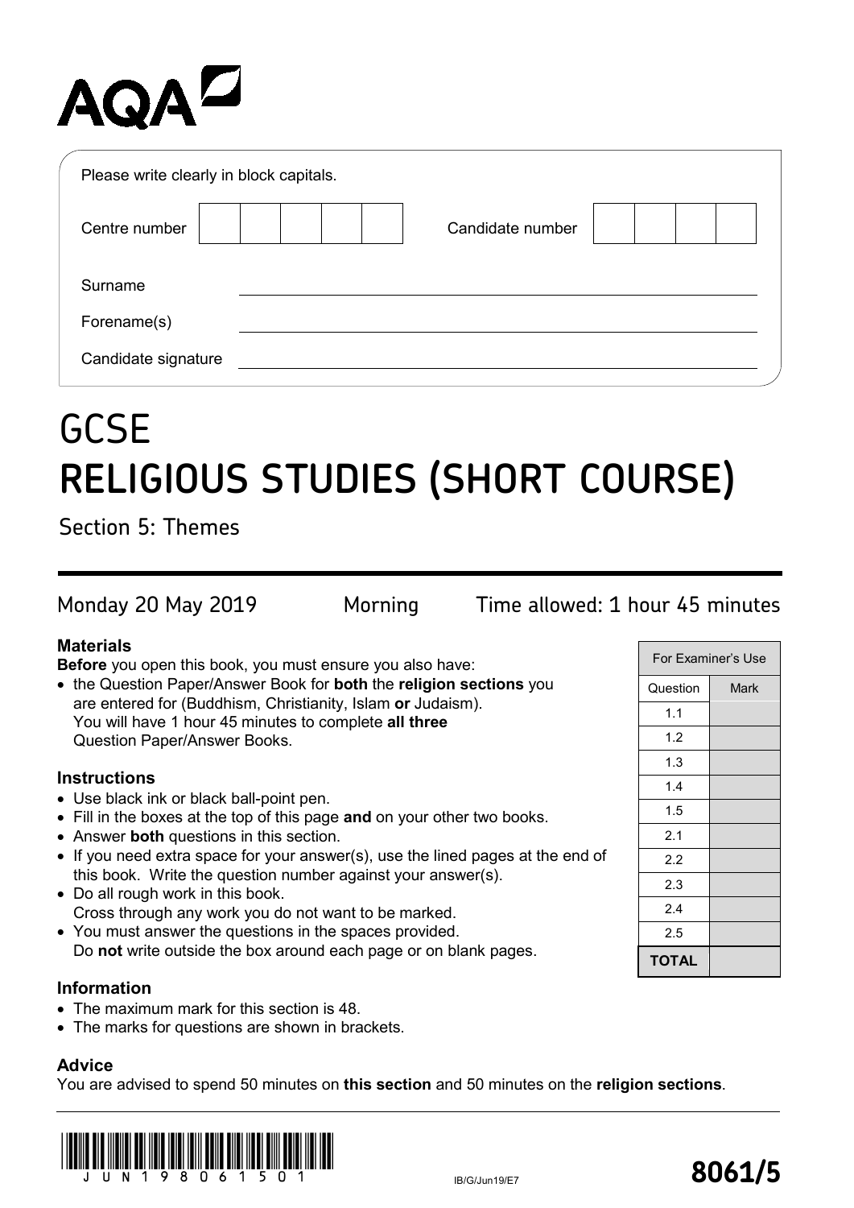AQA

Please write clearly in block capitals.

| Centre number | | Candidate number | |
|---|---|---|---|

Surname \_\_\_\_\_\_\_\_\_\_\_\_\_\_\_\_\_\_\_\_\_\_\_\_

Forename(s) \_\_\_\_\_\_\_\_\_\_\_\_\_\_\_\_\_\_\_\_\_\_\_\_

Candidate signature \_\_\_\_\_\_\_\_\_\_\_\_\_\_\_\_\_\_\_\_\_\_\_\_

# GCSE
# RELIGIOUS STUDIES (SHORT COURSE)

## Section 5: Themes

Monday 20 May 2019 &nbsp;&nbsp;&nbsp; Morning &nbsp;&nbsp;&nbsp; Time allowed: 1 hour 45 minutes

### Materials

**Before** you open this book, you must ensure you also have:

- the Question Paper/Answer Book for **both** the **religion sections** you are entered for (Buddhism, Christianity, Islam **or** Judaism). You will have 1 hour 45 minutes to complete **all three** Question Paper/Answer Books.

### Instructions

- Use black ink or black ball-point pen.
- Fill in the boxes at the top of this page **and** on your other two books.
- Answer **both** questions in this section.
- If you need extra space for your answer(s), use the lined pages at the end of this book. Write the question number against your answer(s).
- Do all rough work in this book. Cross through any work you do not want to be marked.
- You must answer the questions in the spaces provided. Do **not** write outside the box around each page or on blank pages.

### Information

- The maximum mark for this section is 48.
- The marks for questions are shown in brackets.

### Advice

You are advised to spend 50 minutes on **this section** and 50 minutes on the **religion sections**.

| For Examiner's Use | |
|---|---|
| Question | Mark |
| 1.1 | |
| 1.2 | |
| 1.3 | |
| 1.4 | |
| 1.5 | |
| 2.1 | |
| 2.2 | |
| 2.3 | |
| 2.4 | |
| 2.5 | |
| **TOTAL** | |

J U N 1 9 8 0 6 1 5 0 1

IB/G/Jun19/E7

**8061/5**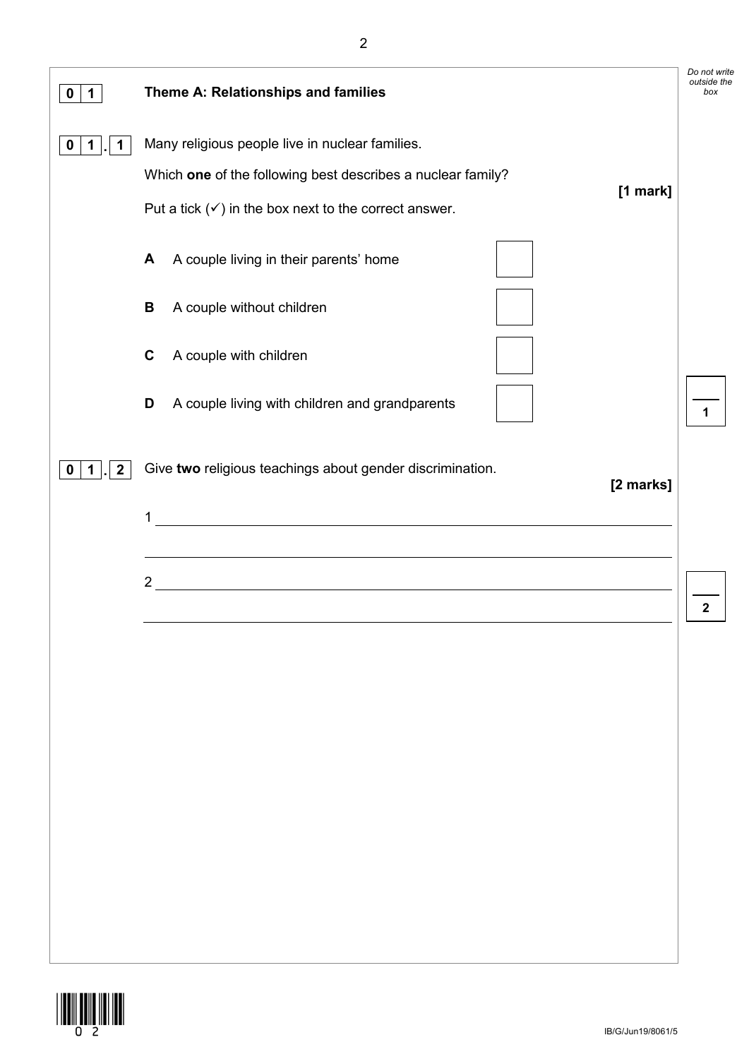**0 1** **Theme A: Relationships and families**

**0 1 . 1** Many religious people live in nuclear families.

Which **one** of the following best describes a nuclear family?

**[1 mark]**

Put a tick (✓) in the box next to the correct answer.

**A** A couple living in their parents' home ☐

**B** A couple without children ☐

**C** A couple with children ☐

**D** A couple living with children and grandparents ☐

**0 1 . 2** Give **two** religious teachings about gender discrimination.

**[2 marks]**

1 ______________________________________________________________

______________________________________________________________

2 ______________________________________________________________

______________________________________________________________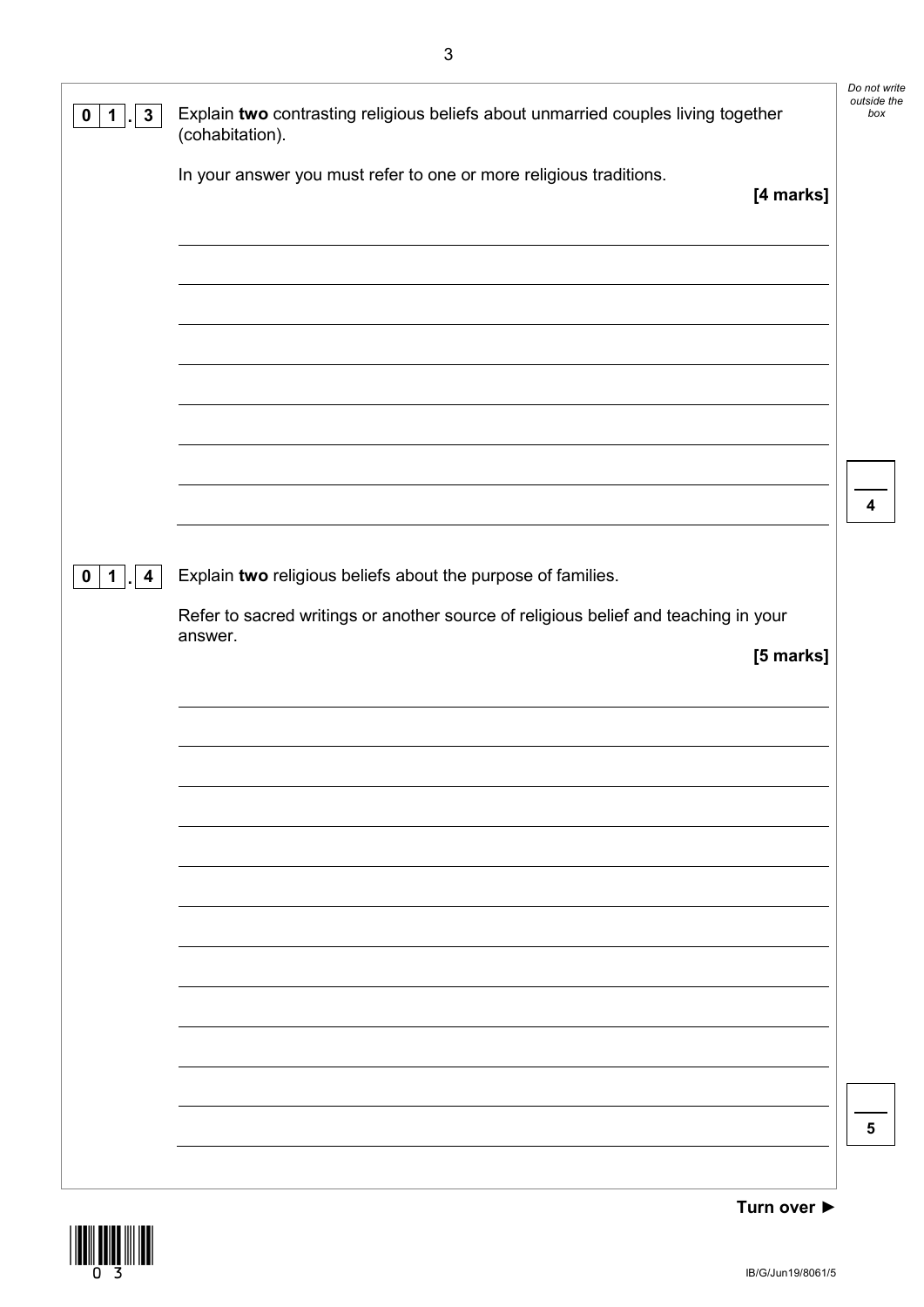**0 1 . 3** Explain **two** contrasting religious beliefs about unmarried couples living together (cohabitation).

In your answer you must refer to one or more religious traditions.

**[4 marks]**

**0 1 . 4** Explain **two** religious beliefs about the purpose of families.

Refer to sacred writings or another source of religious belief and teaching in your answer.

**[5 marks]**

**Turn over ►**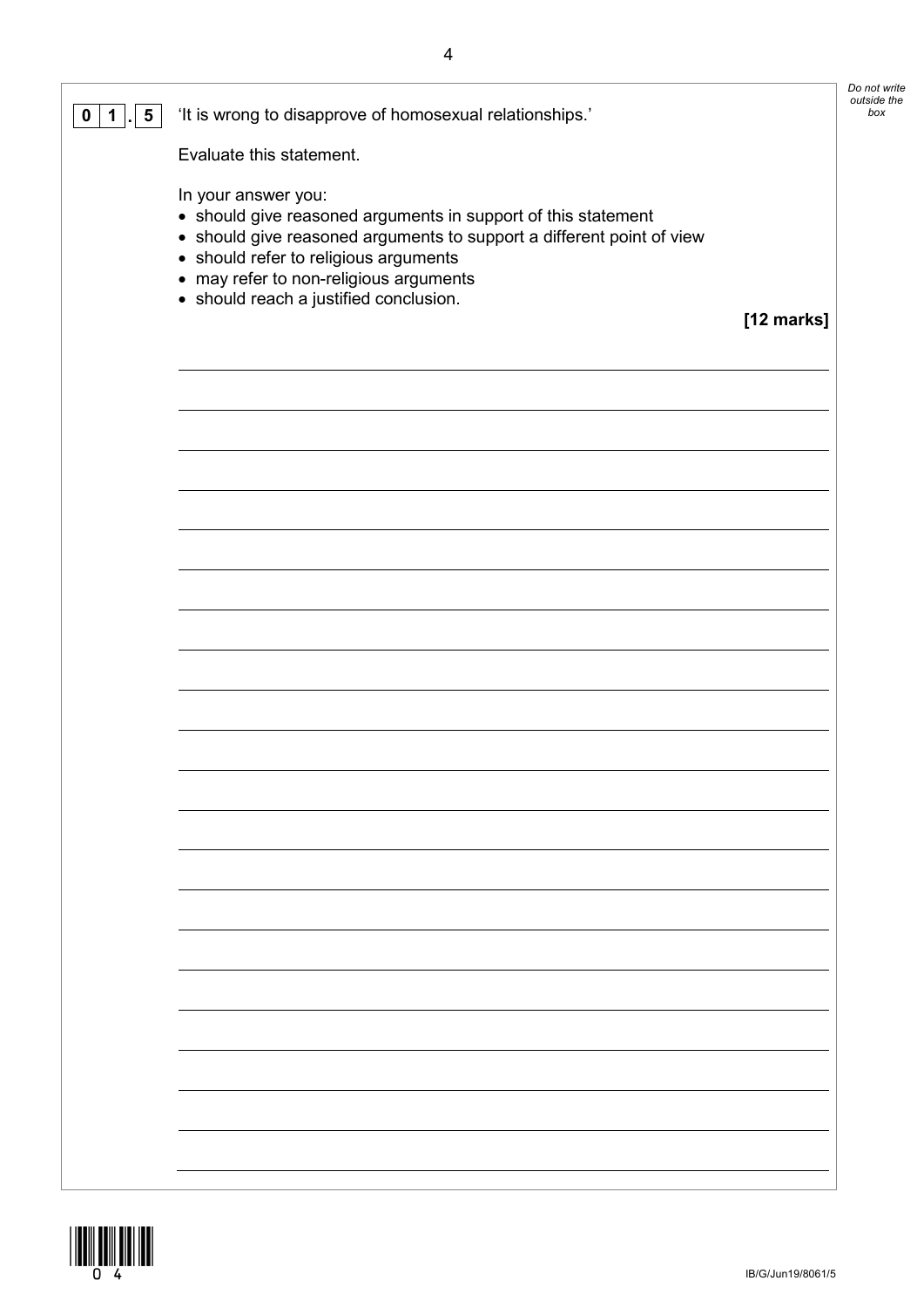**0 1 . 5** 'It is wrong to disapprove of homosexual relationships.'

Evaluate this statement.

In your answer you:

- should give reasoned arguments in support of this statement
- should give reasoned arguments to support a different point of view
- should refer to religious arguments
- may refer to non-religious arguments
- should reach a justified conclusion.

**[12 marks]**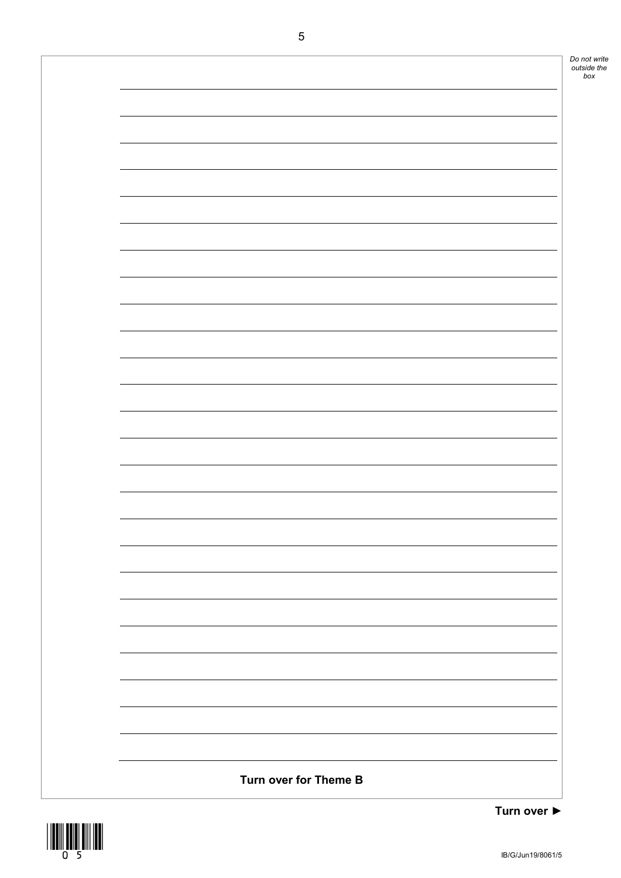**Turn over for Theme B**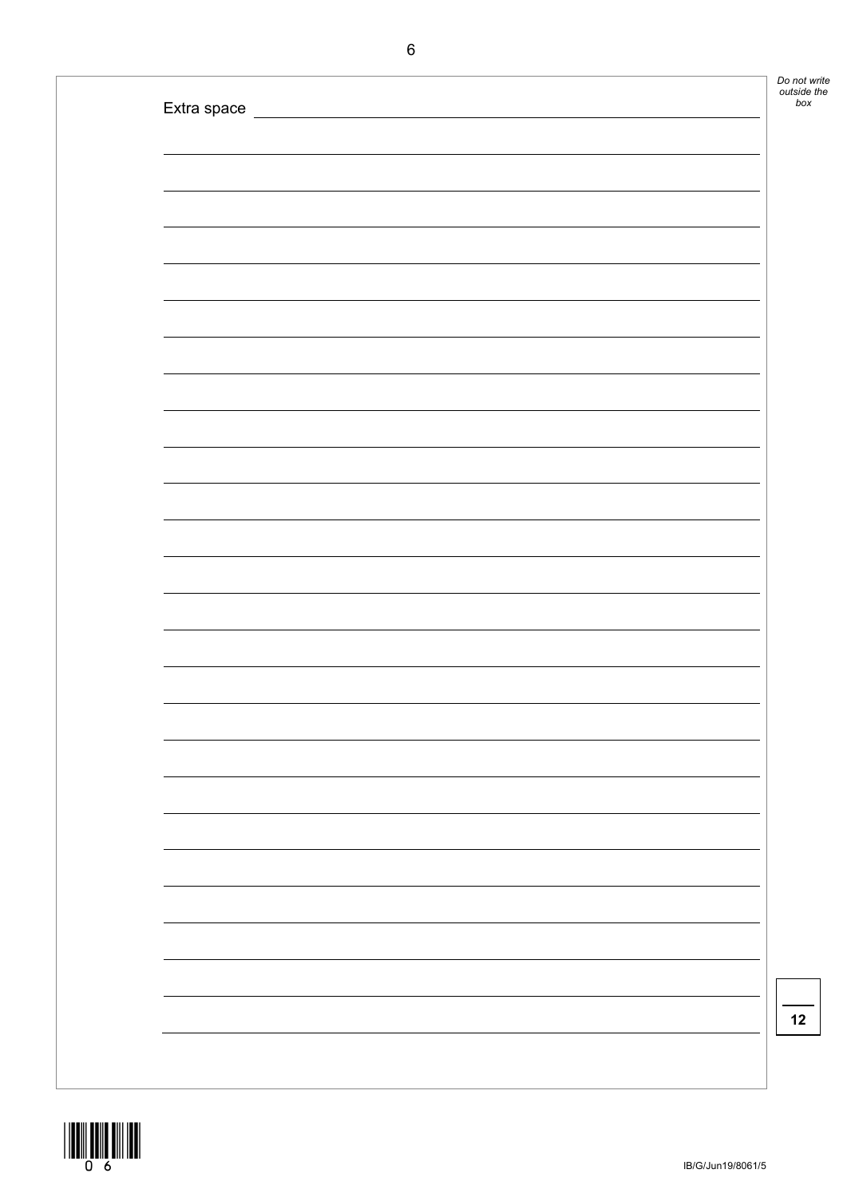Extra space

12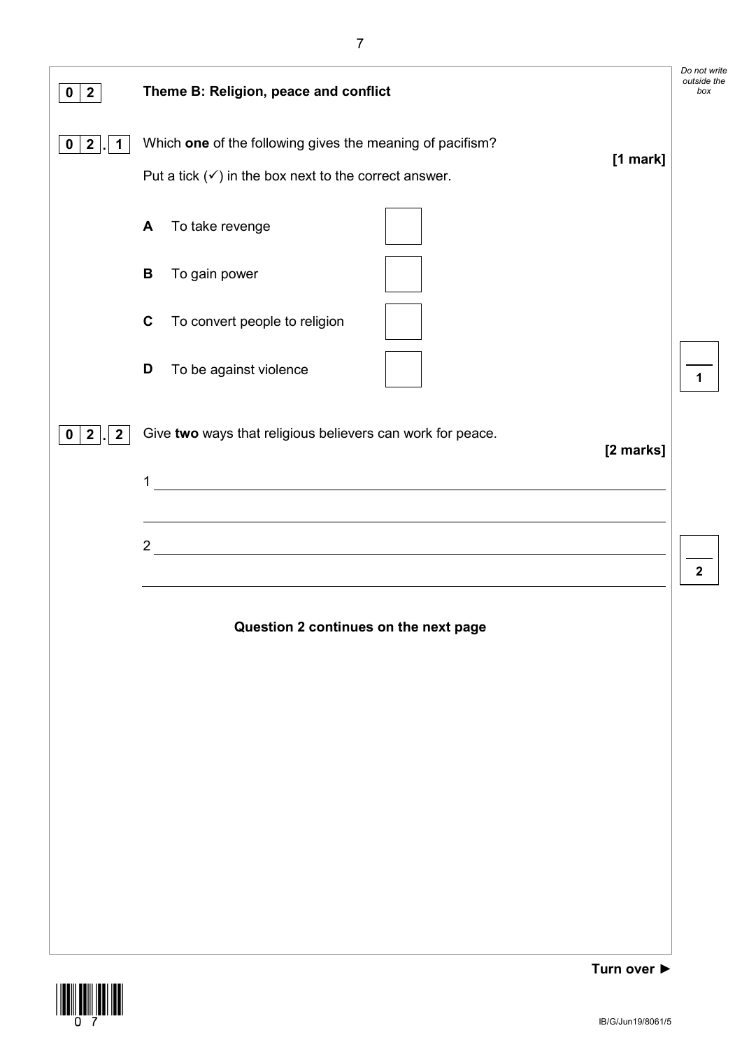**0 2** **Theme B: Religion, peace and conflict**

**0 2 . 1** Which **one** of the following gives the meaning of pacifism?

**[1 mark]**

Put a tick (✓) in the box next to the correct answer.

- **A** To take revenge ☐
- **B** To gain power ☐
- **C** To convert people to religion ☐
- **D** To be against violence ☐

**0 2 . 2** Give **two** ways that religious believers can work for peace.

**[2 marks]**

1 ______________________________________________________________

______________________________________________________________

2 ______________________________________________________________

______________________________________________________________

**Question 2 continues on the next page**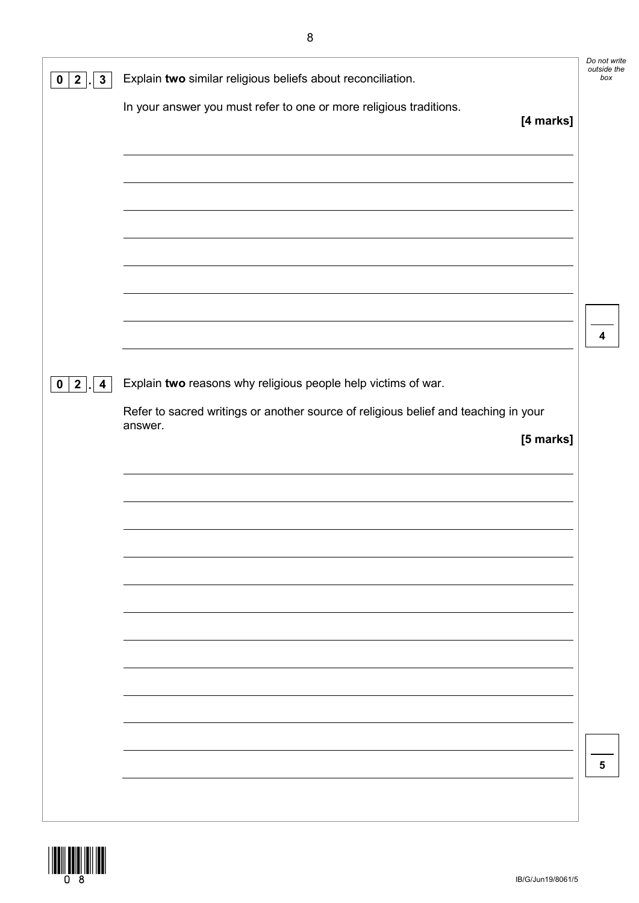**0 2 . 3** Explain **two** similar religious beliefs about reconciliation.

In your answer you must refer to one or more religious traditions.

**[4 marks]**

**0 2 . 4** Explain **two** reasons why religious people help victims of war.

Refer to sacred writings or another source of religious belief and teaching in your answer.

**[5 marks]**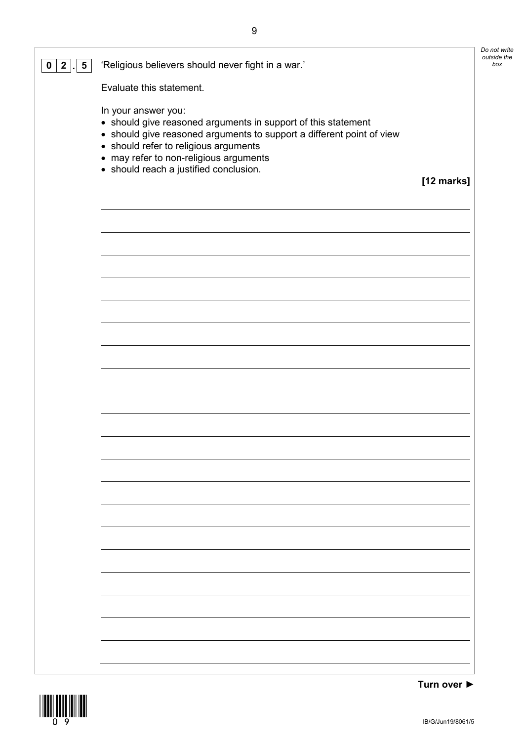**0 2 . 5** 'Religious believers should never fight in a war.'

Evaluate this statement.

In your answer you:
- should give reasoned arguments in support of this statement
- should give reasoned arguments to support a different point of view
- should refer to religious arguments
- may refer to non-religious arguments
- should reach a justified conclusion.

**[12 marks]**

**Turn over ►**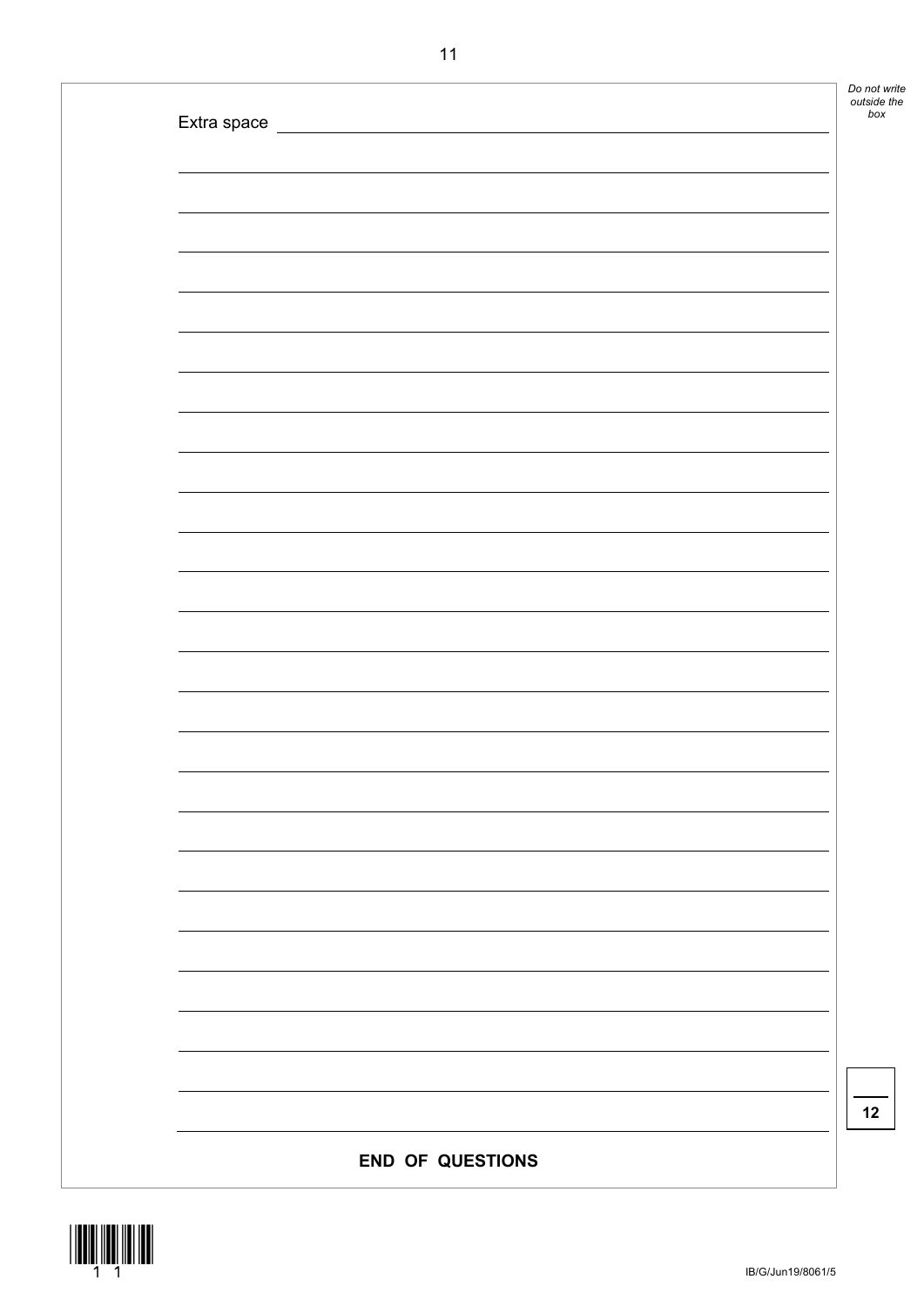Extra space

**END OF QUESTIONS**

12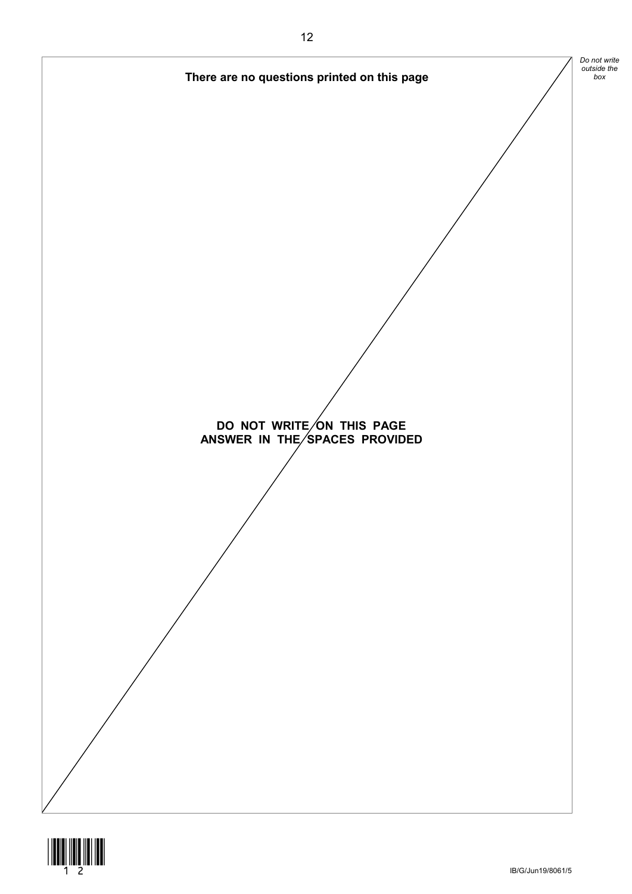**There are no questions printed on this page**

**DO NOT WRITE ON THIS PAGE**
**ANSWER IN THE SPACES PROVIDED**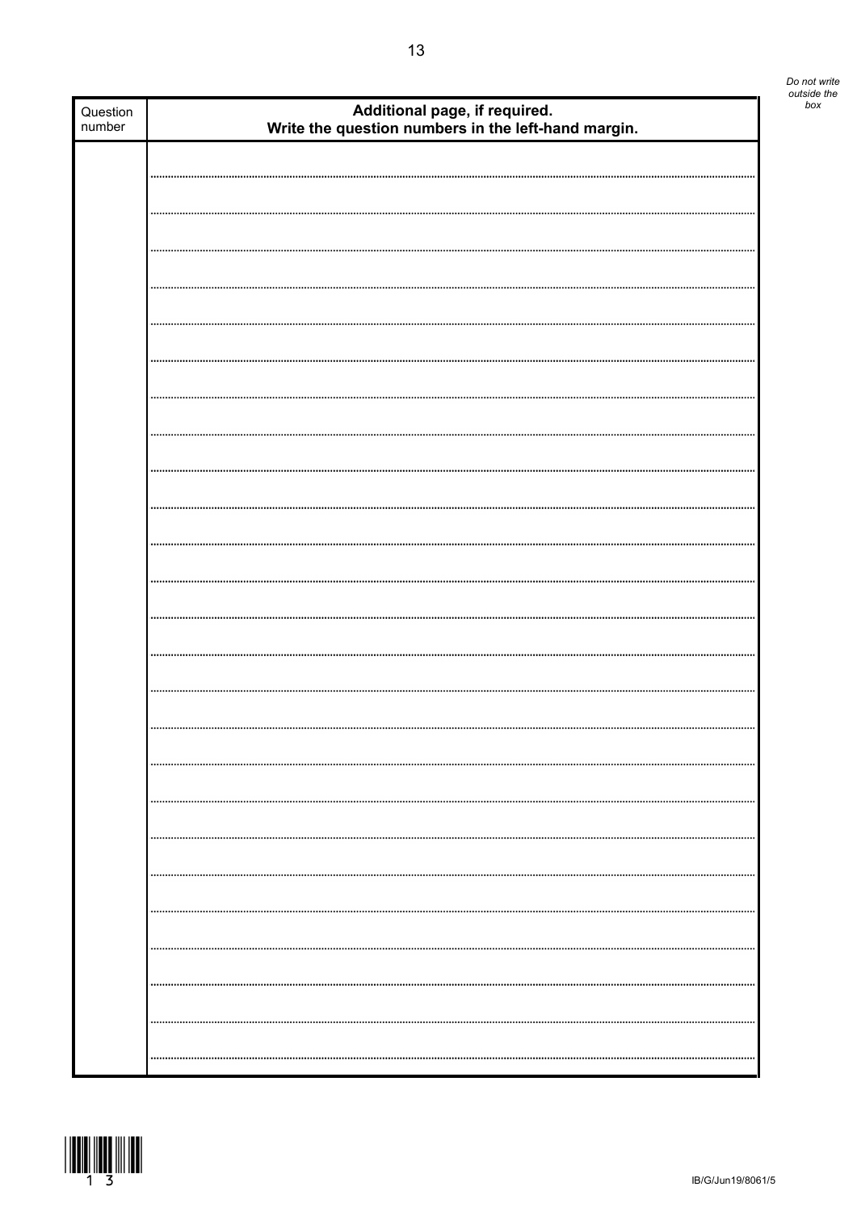*Do not write outside the box*

| Question number | **Additional page, if required.** **Write the question numbers in the left-hand margin.** |
| --- | --- |
| | |

IB/G/Jun19/8061/5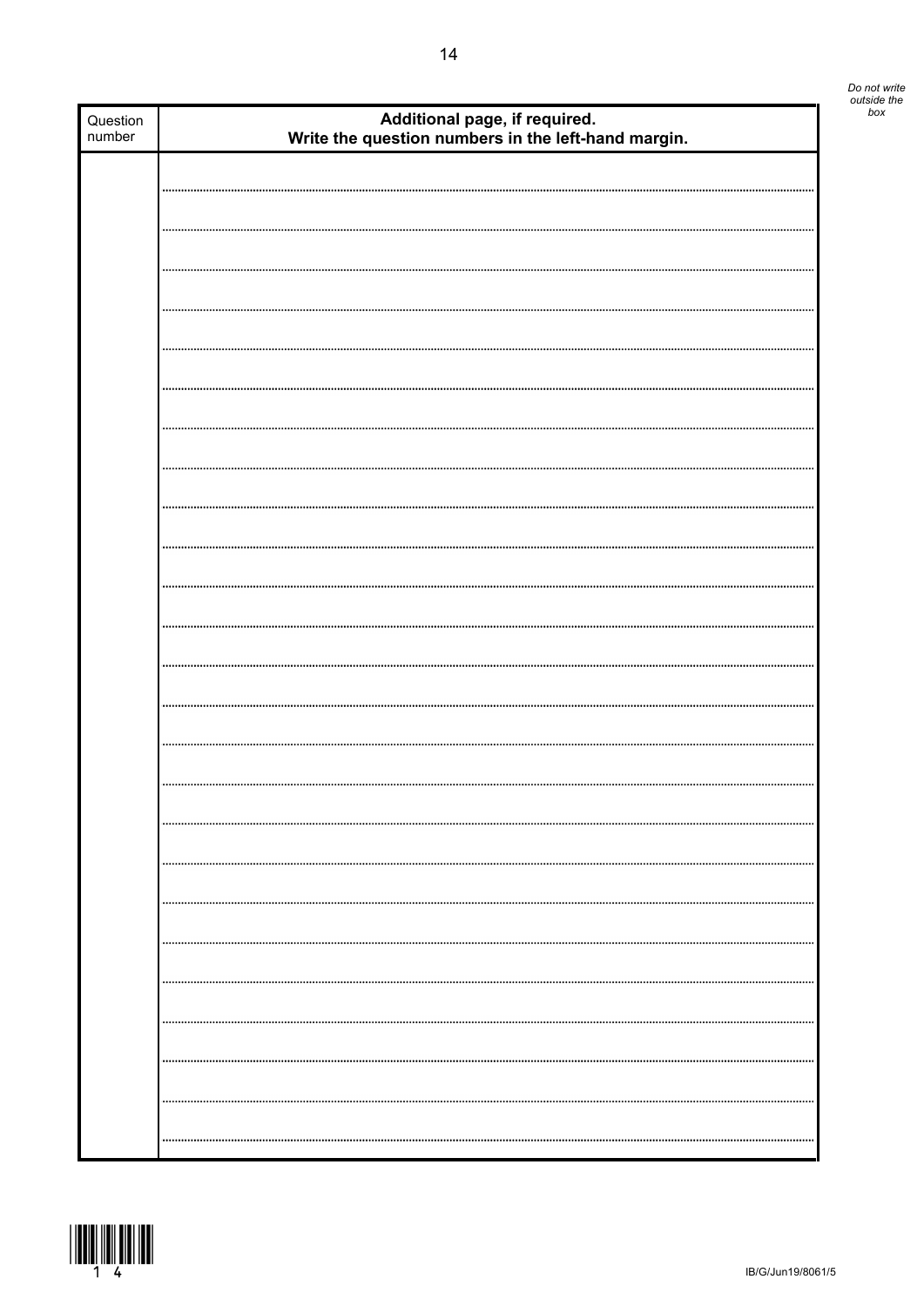*Do not write outside the box*

| Question number | Additional page, if required. Write the question numbers in the left-hand margin. |
|---|---|
| | |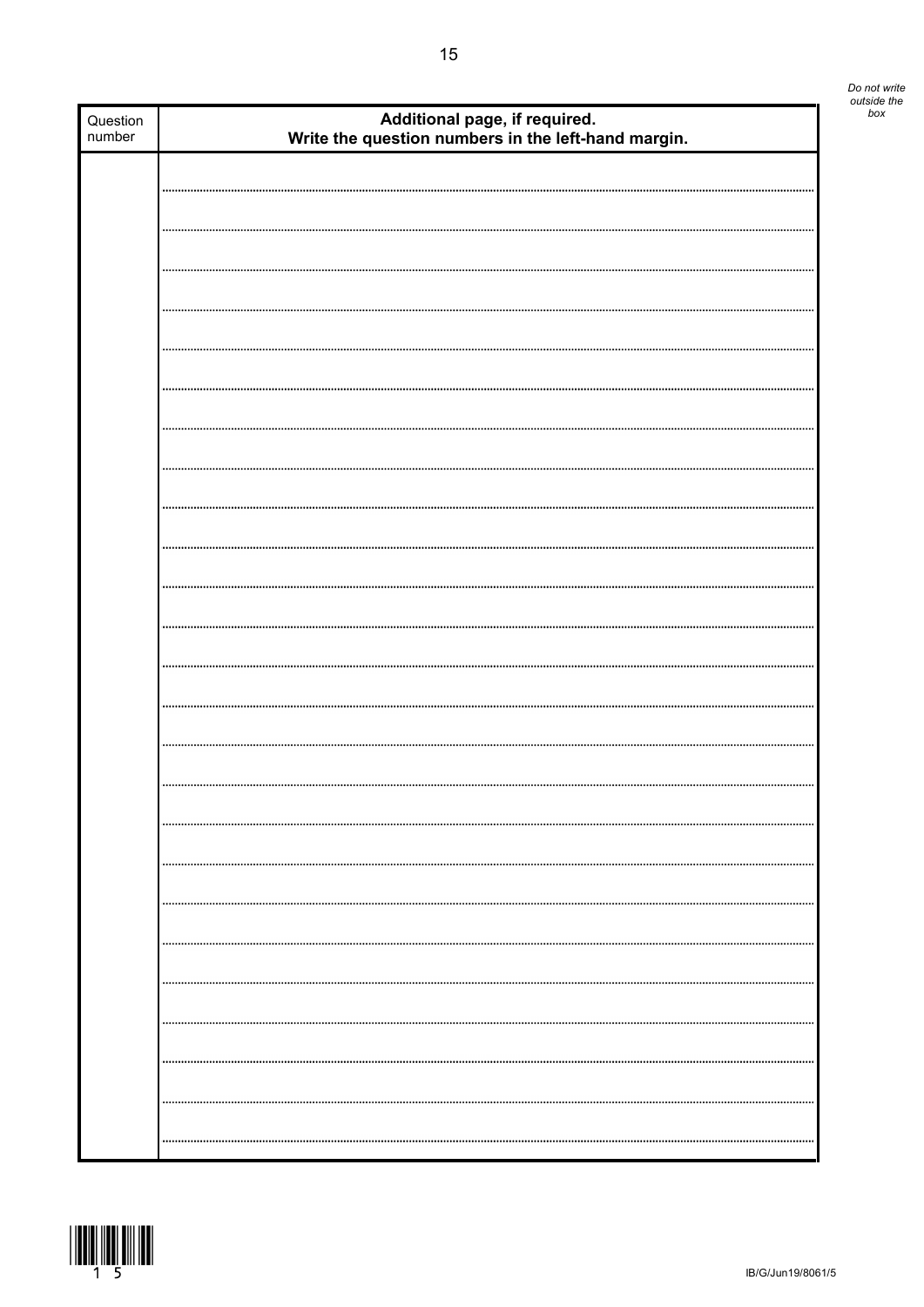*Do not write outside the box*

| Question number | Additional page, if required. Write the question numbers in the left-hand margin. |
|---|---|
| | |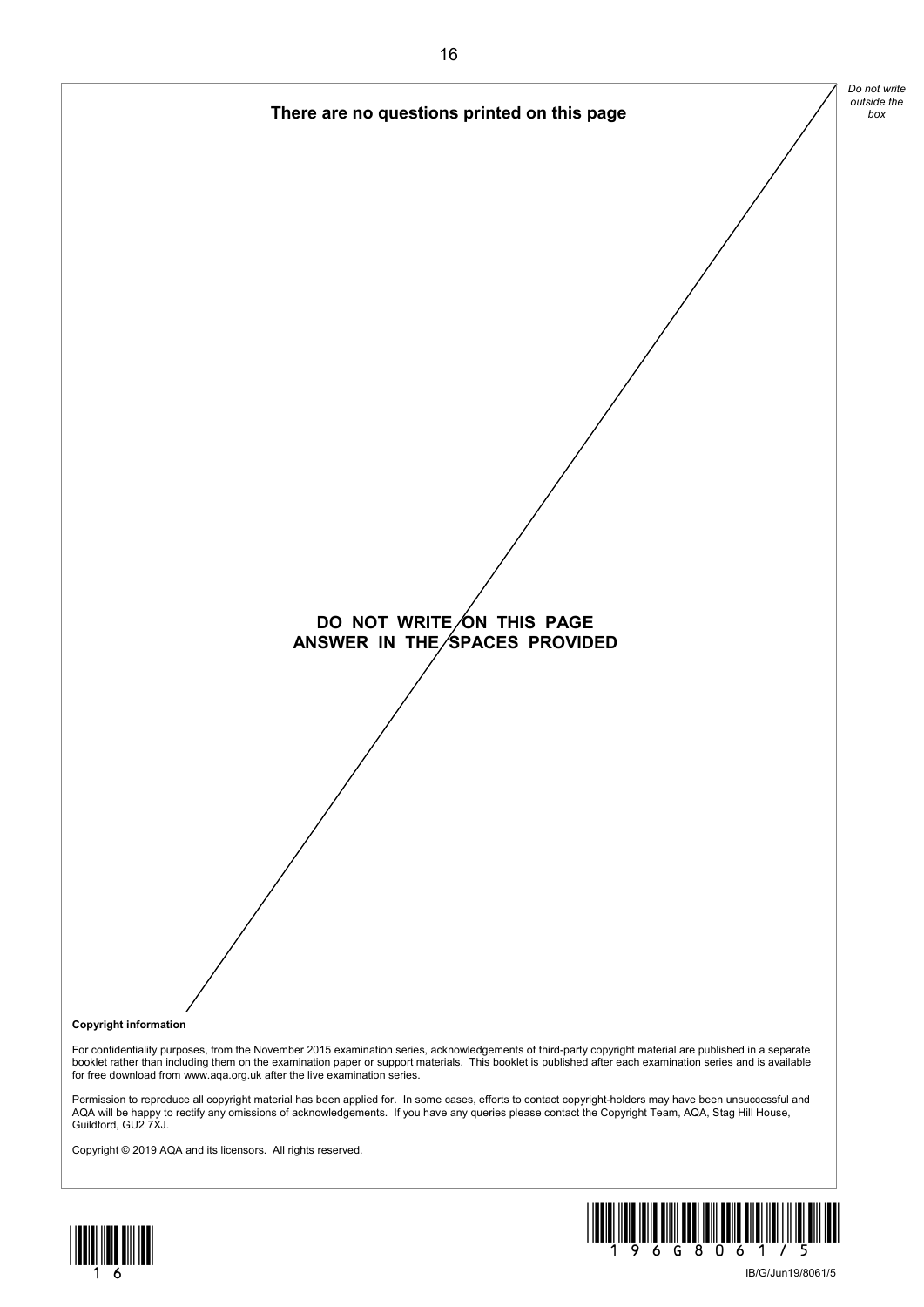**There are no questions printed on this page**

**DO NOT WRITE ON THIS PAGE**
**ANSWER IN THE SPACES PROVIDED**

**Copyright information**

For confidentiality purposes, from the November 2015 examination series, acknowledgements of third-party copyright material are published in a separate booklet rather than including them on the examination paper or support materials. This booklet is published after each examination series and is available for free download from www.aqa.org.uk after the live examination series.

Permission to reproduce all copyright material has been applied for. In some cases, efforts to contact copyright-holders may have been unsuccessful and AQA will be happy to rectify any omissions of acknowledgements. If you have any queries please contact the Copyright Team, AQA, Stag Hill House, Guildford, GU2 7XJ.

Copyright © 2019 AQA and its licensors. All rights reserved.